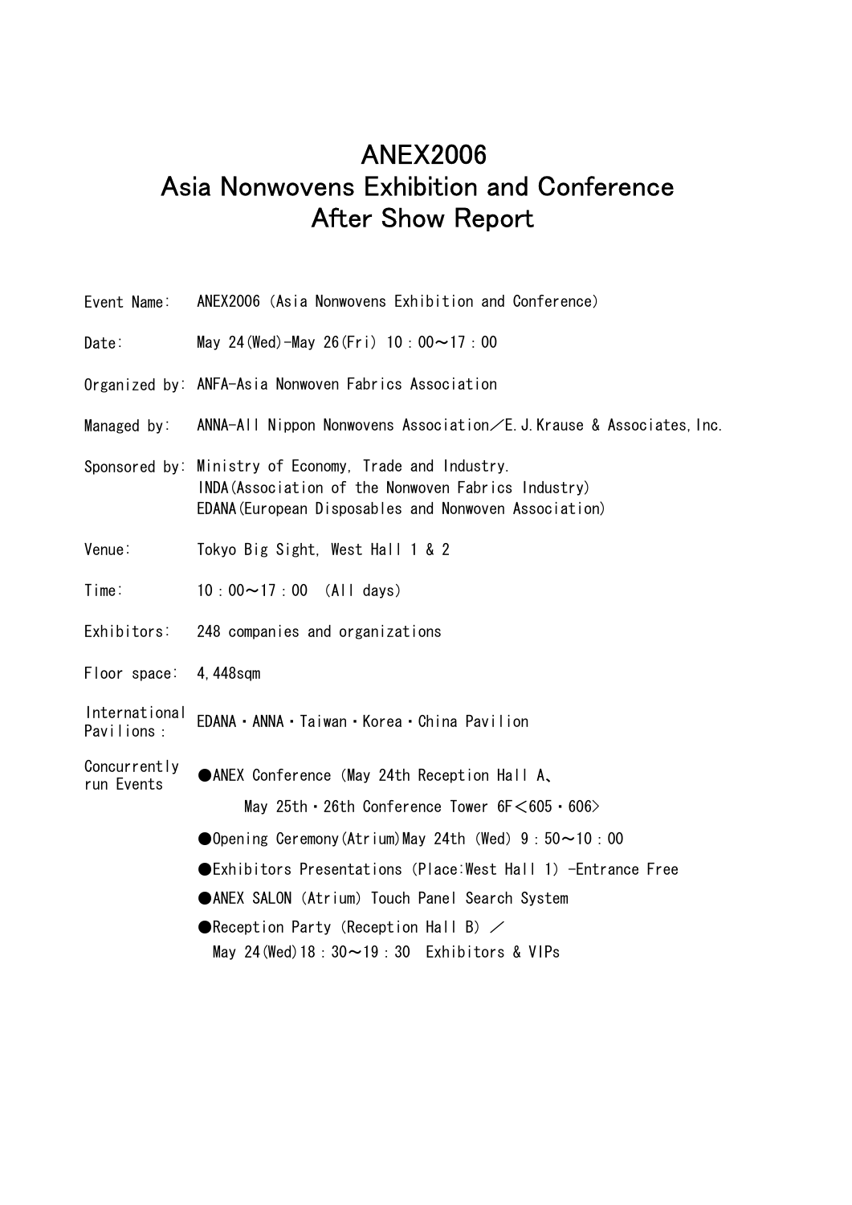# ANEX2006
# Asia Nonwovens Exhibition and Conference
# After Show Report

Event Name: ANEX2006 (Asia Nonwovens Exhibition and Conference)

Date: May 24(Wed)-May 26(Fri) 10：00～17：00

Organized by: ANFA-Asia Nonwoven Fabrics Association

Managed by: ANNA-All Nippon Nonwovens Association／E.J.Krause & Associates,Inc.

Sponsored by: Ministry of Economy, Trade and Industry.
INDA(Association of the Nonwoven Fabrics Industry)
EDANA(European Disposables and Nonwoven Association)

Venue: Tokyo Big Sight, West Hall 1 & 2

Time: 10：00～17：00 (All days)

Exhibitors: 248 companies and organizations

Floor space: 4,448sqm

International Pavilions： EDANA・ANNA・Taiwan・Korea・China Pavilion

Concurrently run Events:

- ●ANEX Conference (May 24th Reception Hall A、
  May 25th・26th Conference Tower 6F＜605・606>
- ●Opening Ceremony(Atrium)May 24th (Wed) 9：50～10：00
- ●Exhibitors Presentations (Place:West Hall 1) -Entrance Free
- ●ANEX SALON (Atrium) Touch Panel Search System
- ●Reception Party (Reception Hall B) ／
  May 24(Wed)18：30～19：30 Exhibitors & VIPs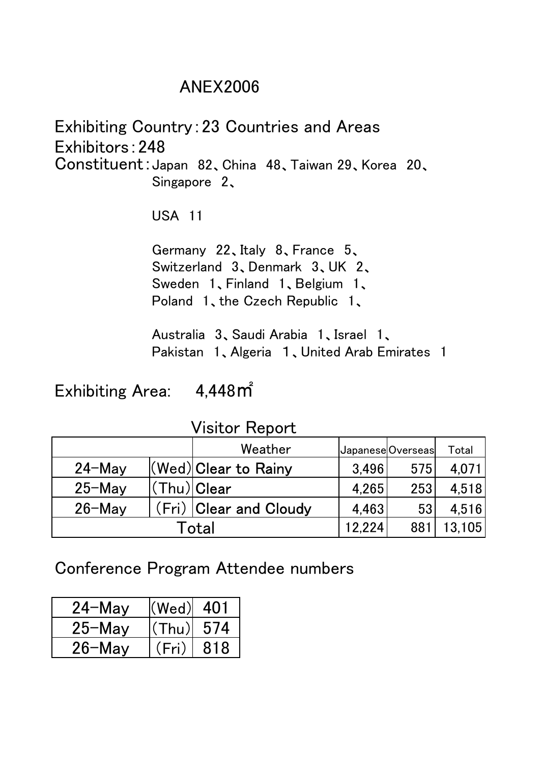# ANEX2006

Exhibiting Country：23 Countries and Areas

Exhibitors：248

Constituent：Japan 82、China 48、Taiwan 29、Korea 20、
Singapore 2、

USA 11

Germany 22、Italy 8、France 5、
Switzerland 3、Denmark 3、UK 2、
Sweden 1、Finland 1、Belgium 1、
Poland 1、the Czech Republic 1、

Australia 3、Saudi Arabia 1、Israel 1、
Pakistan 1、Algeria 1、United Arab Emirates 1

Exhibiting Area: 4,448㎡

## Visitor Report

| | | Weather | Japanese | Overseas | Total |
|---|---|---|---|---|---|
| 24-May | (Wed) | Clear to Rainy | 3,496 | 575 | 4,071 |
| 25-May | (Thu) | Clear | 4,265 | 253 | 4,518 |
| 26-May | (Fri) | Clear and Cloudy | 4,463 | 53 | 4,516 |
| Total | | | 12,224 | 881 | 13,105 |

## Conference Program Attendee numbers

| | | |
|---|---|---|
| 24-May | (Wed) | 401 |
| 25-May | (Thu) | 574 |
| 26-May | (Fri) | 818 |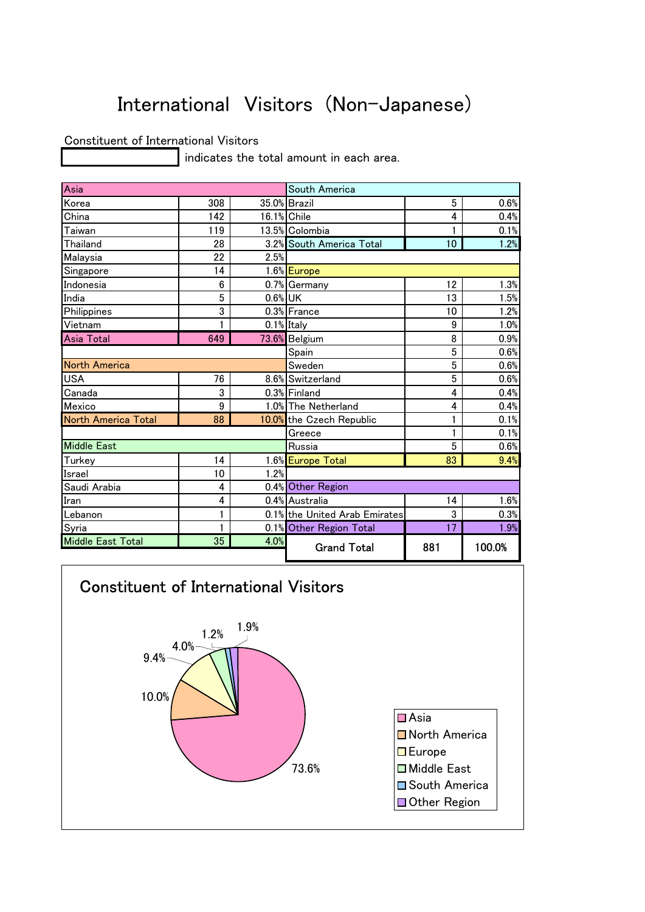# International Visitors (Non-Japanese)

Constituent of International Visitors

[ ] indicates the total amount in each area.

| Asia | | |
|---|---|---|
| Korea | 308 | 35.0% |
| China | 142 | 16.1% |
| Taiwan | 119 | 13.5% |
| Thailand | 28 | 3.2% |
| Malaysia | 22 | 2.5% |
| Singapore | 14 | 1.6% |
| Indonesia | 6 | 0.7% |
| India | 5 | 0.6% |
| Philippines | 3 | 0.3% |
| Vietnam | 1 | 0.1% |
| **Asia Total** | **649** | **73.6%** |

| North America | | |
|---|---|---|
| USA | 76 | 8.6% |
| Canada | 3 | 0.3% |
| Mexico | 9 | 1.0% |
| **North America Total** | **88** | **10.0%** |

| Middle East | | |
|---|---|---|
| Turkey | 14 | 1.6% |
| Israel | 10 | 1.2% |
| Saudi Arabia | 4 | 0.4% |
| Iran | 4 | 0.4% |
| Lebanon | 1 | 0.1% |
| Syria | 1 | 0.1% |
| **Middle East Total** | **35** | **4.0%** |

| South America | | |
|---|---|---|
| Brazil | 5 | 0.6% |
| Chile | 4 | 0.4% |
| Colombia | 1 | 0.1% |
| **South America Total** | **10** | **1.2%** |

| Europe | | |
|---|---|---|
| Germany | 12 | 1.3% |
| UK | 13 | 1.5% |
| France | 10 | 1.2% |
| Italy | 9 | 1.0% |
| Belgium | 8 | 0.9% |
| Spain | 5 | 0.6% |
| Sweden | 5 | 0.6% |
| Switzerland | 5 | 0.6% |
| Finland | 4 | 0.4% |
| The Netherland | 4 | 0.4% |
| the Czech Republic | 1 | 0.1% |
| Greece | 1 | 0.1% |
| Russia | 5 | 0.6% |
| **Europe Total** | **83** | **9.4%** |

| Other Region | | |
|---|---|---|
| Australia | 14 | 1.6% |
| the United Arab Emirates | 3 | 0.3% |
| **Other Region Total** | **17** | **1.9%** |

| Grand Total | 881 | 100.0% |
|---|---|---|

## Constituent of International Visitors

| Region | Share |
|---|---|
| Asia | 73.6% |
| North America | 10.0% |
| Europe | 9.4% |
| Middle East | 4.0% |
| South America | 1.2% |
| Other Region | 1.9% |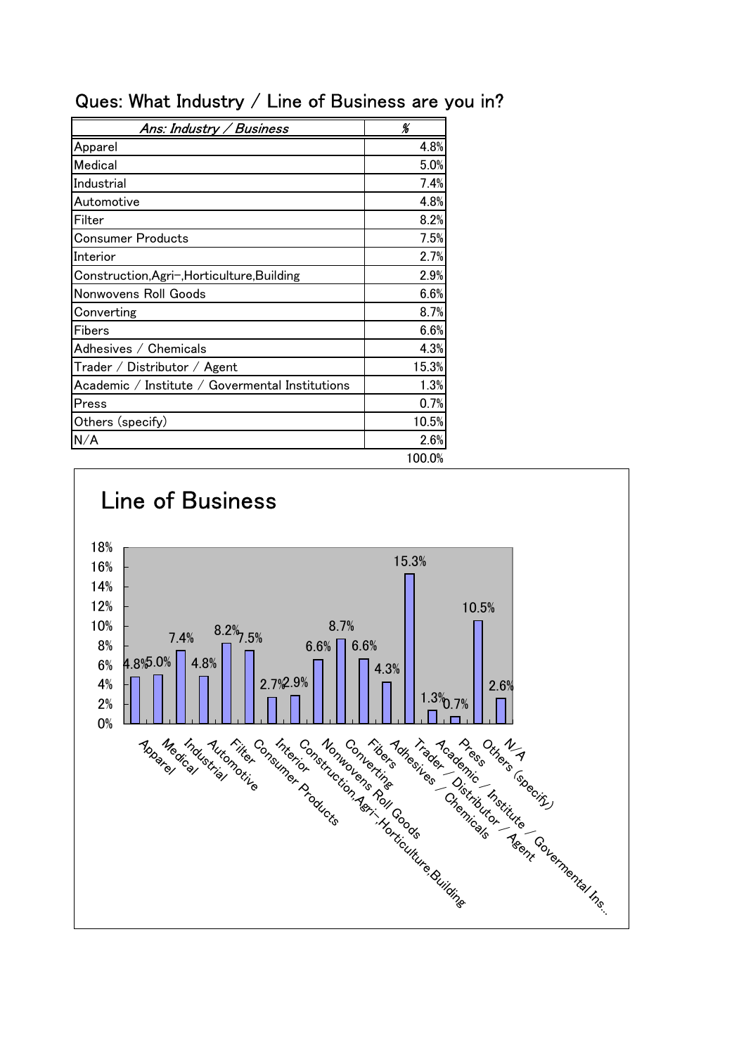## Ques: What Industry / Line of Business are you in?

| *Ans: Industry / Business* | *%* |
|---|---|
| Apparel | 4.8% |
| Medical | 5.0% |
| Industrial | 7.4% |
| Automotive | 4.8% |
| Filter | 8.2% |
| Consumer Products | 7.5% |
| Interior | 2.7% |
| Construction,Agri-,Horticulture,Building | 2.9% |
| Nonwovens Roll Goods | 6.6% |
| Converting | 8.7% |
| Fibers | 6.6% |
| Adhesives / Chemicals | 4.3% |
| Trader / Distributor / Agent | 15.3% |
| Academic / Institute / Govermental Institutions | 1.3% |
| Press | 0.7% |
| Others (specify) | 10.5% |
| N/A | 2.6% |
| | 100.0% |

### Line of Business

| Line of Business | % |
|---|---|
| Apparel | 4.8% |
| Medical | 5.0% |
| Industrial | 7.4% |
| Automotive | 4.8% |
| Filter | 8.2% |
| Consumer Products | 7.5% |
| Interior | 2.7% |
| Construction,Agri-,Horticulture,Building | 2.9% |
| Nonwovens Roll Goods | 6.6% |
| Converting | 8.7% |
| Fibers | 6.6% |
| Adhesives / Chemicals | 4.3% |
| Trader / Distributor / Agent | 15.3% |
| Academic / Institute / Govermental Ins... | 1.3% |
| Press | 0.7% |
| Others (specify) | 10.5% |
| N/A | 2.6% |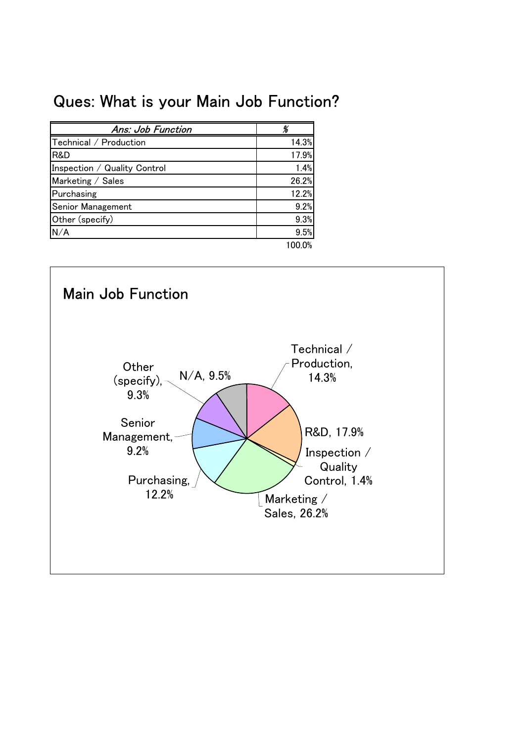## Ques: What is your Main Job Function?

| *Ans: Job Function* | *%* |
|---|---|
| Technical / Production | 14.3% |
| R&D | 17.9% |
| Inspection / Quality Control | 1.4% |
| Marketing / Sales | 26.2% |
| Purchasing | 12.2% |
| Senior Management | 9.2% |
| Other (specify) | 9.3% |
| N/A | 9.5% |
| | 100.0% |

### Main Job Function

- Technical / Production, 14.3%
- R&D, 17.9%
- Inspection / Quality Control, 1.4%
- Marketing / Sales, 26.2%
- Purchasing, 12.2%
- Senior Management, 9.2%
- Other (specify), 9.3%
- N/A, 9.5%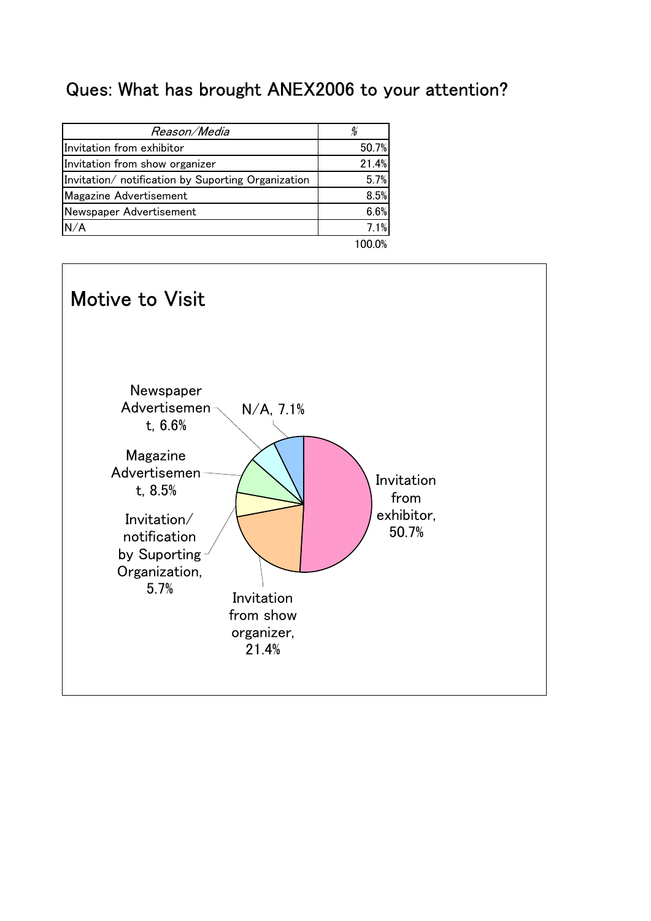Ques: What has brought ANEX2006 to your attention?

| *Reason/Media* | *%* |
|---|---|
| Invitation from exhibitor | 50.7% |
| Invitation from show organizer | 21.4% |
| Invitation/ notification by Suporting Organization | 5.7% |
| Magazine Advertisement | 8.5% |
| Newspaper Advertisement | 6.6% |
| N/A | 7.1% |
| | 100.0% |

Motive to Visit

Newspaper Advertisement, 6.6%

N/A, 7.1%

Magazine Advertisement, 8.5%

Invitation from exhibitor, 50.7%

Invitation/ notification by Suporting Organization, 5.7%

Invitation from show organizer, 21.4%